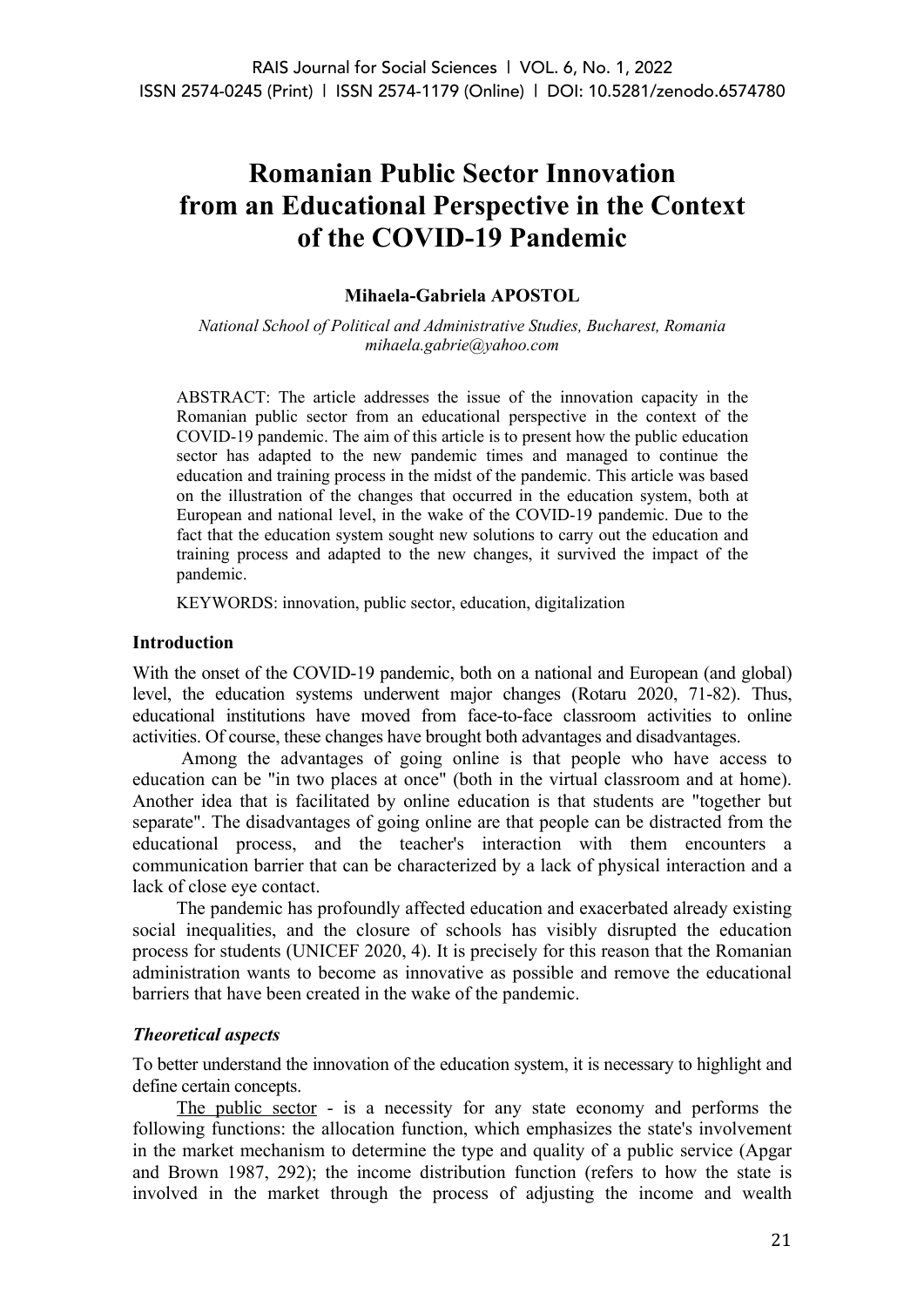# Romanian Public Sector Innovation from an Educational Perspective in the Context of the COVID-19 Pandemic

**Mihaela-Gabriela APOSTOL**

*National School of Political and Administrative Studies, Bucharest, Romania*
*mihaela.gabrie@yahoo.com*

ABSTRACT: The article addresses the issue of the innovation capacity in the Romanian public sector from an educational perspective in the context of the COVID-19 pandemic. The aim of this article is to present how the public education sector has adapted to the new pandemic times and managed to continue the education and training process in the midst of the pandemic. This article was based on the illustration of the changes that occurred in the education system, both at European and national level, in the wake of the COVID-19 pandemic. Due to the fact that the education system sought new solutions to carry out the education and training process and adapted to the new changes, it survived the impact of the pandemic.

KEYWORDS: innovation, public sector, education, digitalization

## Introduction

With the onset of the COVID-19 pandemic, both on a national and European (and global) level, the education systems underwent major changes (Rotaru 2020, 71-82). Thus, educational institutions have moved from face-to-face classroom activities to online activities. Of course, these changes have brought both advantages and disadvantages.

Among the advantages of going online is that people who have access to education can be "in two places at once" (both in the virtual classroom and at home). Another idea that is facilitated by online education is that students are "together but separate". The disadvantages of going online are that people can be distracted from the educational process, and the teacher's interaction with them encounters a communication barrier that can be characterized by a lack of physical interaction and a lack of close eye contact.

The pandemic has profoundly affected education and exacerbated already existing social inequalities, and the closure of schools has visibly disrupted the education process for students (UNICEF 2020, 4). It is precisely for this reason that the Romanian administration wants to become as innovative as possible and remove the educational barriers that have been created in the wake of the pandemic.

### *Theoretical aspects*

To better understand the innovation of the education system, it is necessary to highlight and define certain concepts.

The public sector - is a necessity for any state economy and performs the following functions: the allocation function, which emphasizes the state's involvement in the market mechanism to determine the type and quality of a public service (Apgar and Brown 1987, 292); the income distribution function (refers to how the state is involved in the market through the process of adjusting the income and wealth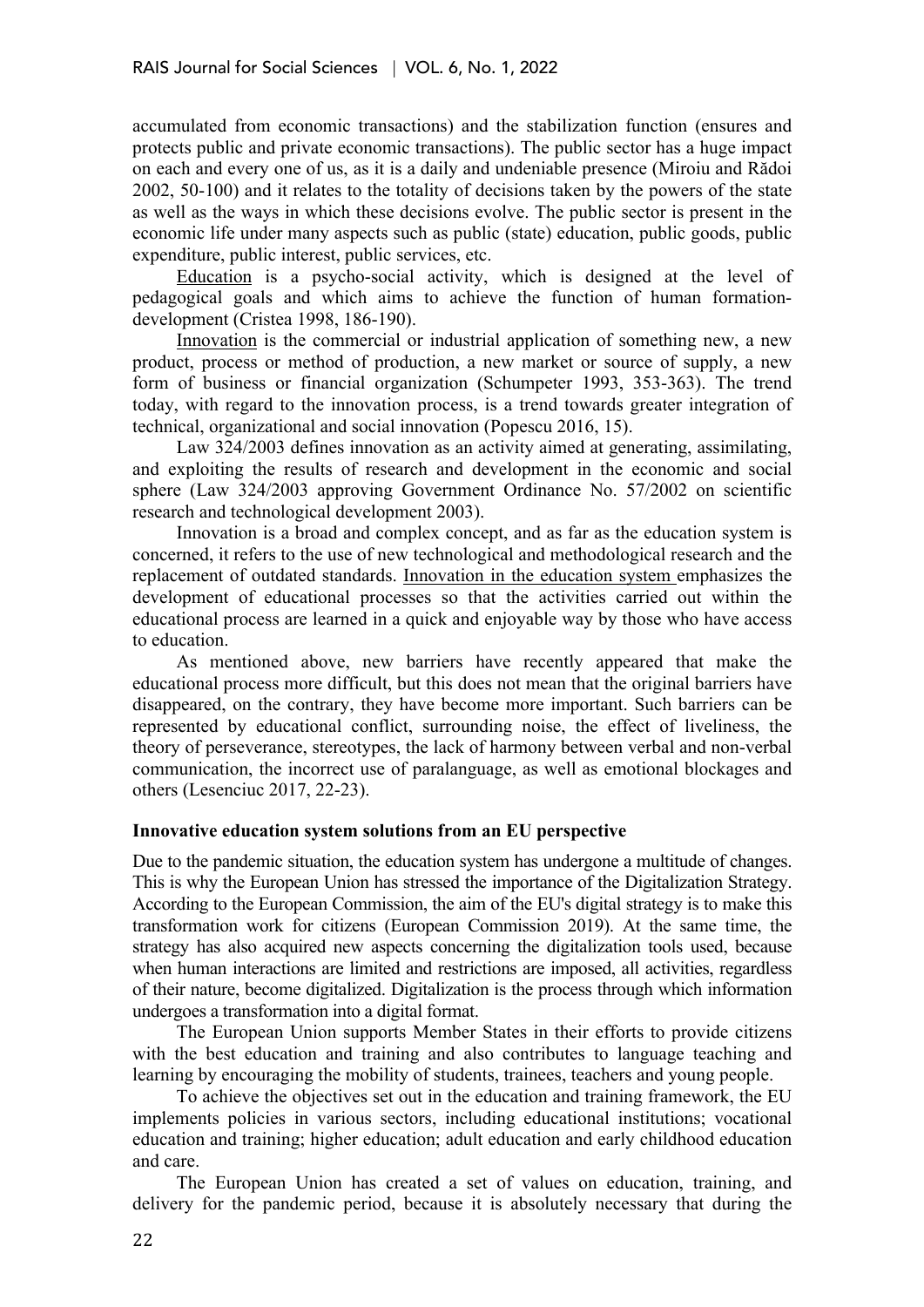accumulated from economic transactions) and the stabilization function (ensures and protects public and private economic transactions). The public sector has a huge impact on each and every one of us, as it is a daily and undeniable presence (Miroiu and Rădoi 2002, 50-100) and it relates to the totality of decisions taken by the powers of the state as well as the ways in which these decisions evolve. The public sector is present in the economic life under many aspects such as public (state) education, public goods, public expenditure, public interest, public services, etc.

Education is a psycho-social activity, which is designed at the level of pedagogical goals and which aims to achieve the function of human formation-development (Cristea 1998, 186-190).

Innovation is the commercial or industrial application of something new, a new product, process or method of production, a new market or source of supply, a new form of business or financial organization (Schumpeter 1993, 353-363). The trend today, with regard to the innovation process, is a trend towards greater integration of technical, organizational and social innovation (Popescu 2016, 15).

Law 324/2003 defines innovation as an activity aimed at generating, assimilating, and exploiting the results of research and development in the economic and social sphere (Law 324/2003 approving Government Ordinance No. 57/2002 on scientific research and technological development 2003).

Innovation is a broad and complex concept, and as far as the education system is concerned, it refers to the use of new technological and methodological research and the replacement of outdated standards. Innovation in the education system emphasizes the development of educational processes so that the activities carried out within the educational process are learned in a quick and enjoyable way by those who have access to education.

As mentioned above, new barriers have recently appeared that make the educational process more difficult, but this does not mean that the original barriers have disappeared, on the contrary, they have become more important. Such barriers can be represented by educational conflict, surrounding noise, the effect of liveliness, the theory of perseverance, stereotypes, the lack of harmony between verbal and non-verbal communication, the incorrect use of paralanguage, as well as emotional blockages and others (Lesenciuc 2017, 22-23).

**Innovative education system solutions from an EU perspective**

Due to the pandemic situation, the education system has undergone a multitude of changes. This is why the European Union has stressed the importance of the Digitalization Strategy. According to the European Commission, the aim of the EU's digital strategy is to make this transformation work for citizens (European Commission 2019). At the same time, the strategy has also acquired new aspects concerning the digitalization tools used, because when human interactions are limited and restrictions are imposed, all activities, regardless of their nature, become digitalized. Digitalization is the process through which information undergoes a transformation into a digital format.

The European Union supports Member States in their efforts to provide citizens with the best education and training and also contributes to language teaching and learning by encouraging the mobility of students, trainees, teachers and young people.

To achieve the objectives set out in the education and training framework, the EU implements policies in various sectors, including educational institutions; vocational education and training; higher education; adult education and early childhood education and care.

The European Union has created a set of values on education, training, and delivery for the pandemic period, because it is absolutely necessary that during the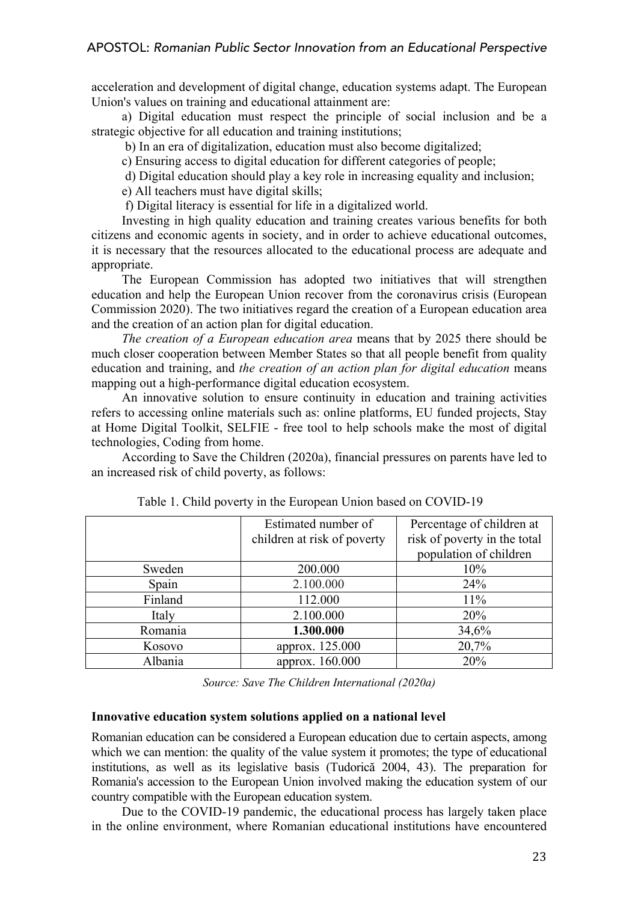acceleration and development of digital change, education systems adapt. The European Union's values on training and educational attainment are:

a) Digital education must respect the principle of social inclusion and be a strategic objective for all education and training institutions;

b) In an era of digitalization, education must also become digitalized;

c) Ensuring access to digital education for different categories of people;

d) Digital education should play a key role in increasing equality and inclusion;

e) All teachers must have digital skills;

f) Digital literacy is essential for life in a digitalized world.

Investing in high quality education and training creates various benefits for both citizens and economic agents in society, and in order to achieve educational outcomes, it is necessary that the resources allocated to the educational process are adequate and appropriate.

The European Commission has adopted two initiatives that will strengthen education and help the European Union recover from the coronavirus crisis (European Commission 2020). The two initiatives regard the creation of a European education area and the creation of an action plan for digital education.

*The creation of a European education area* means that by 2025 there should be much closer cooperation between Member States so that all people benefit from quality education and training, and *the creation of an action plan for digital education* means mapping out a high-performance digital education ecosystem.

An innovative solution to ensure continuity in education and training activities refers to accessing online materials such as: online platforms, EU funded projects, Stay at Home Digital Toolkit, SELFIE - free tool to help schools make the most of digital technologies, Coding from home.

According to Save the Children (2020a), financial pressures on parents have led to an increased risk of child poverty, as follows:

Table 1. Child poverty in the European Union based on COVID-19

| | Estimated number of children at risk of poverty | Percentage of children at risk of poverty in the total population of children |
|---|---|---|
| Sweden | 200.000 | 10% |
| Spain | 2.100.000 | 24% |
| Finland | 112.000 | 11% |
| Italy | 2.100.000 | 20% |
| Romania | **1.300.000** | 34,6% |
| Kosovo | approx. 125.000 | 20,7% |
| Albania | approx. 160.000 | 20% |

*Source: Save The Children International (2020a)*

**Innovative education system solutions applied on a national level**

Romanian education can be considered a European education due to certain aspects, among which we can mention: the quality of the value system it promotes; the type of educational institutions, as well as its legislative basis (Tudorică 2004, 43). The preparation for Romania's accession to the European Union involved making the education system of our country compatible with the European education system.

Due to the COVID-19 pandemic, the educational process has largely taken place in the online environment, where Romanian educational institutions have encountered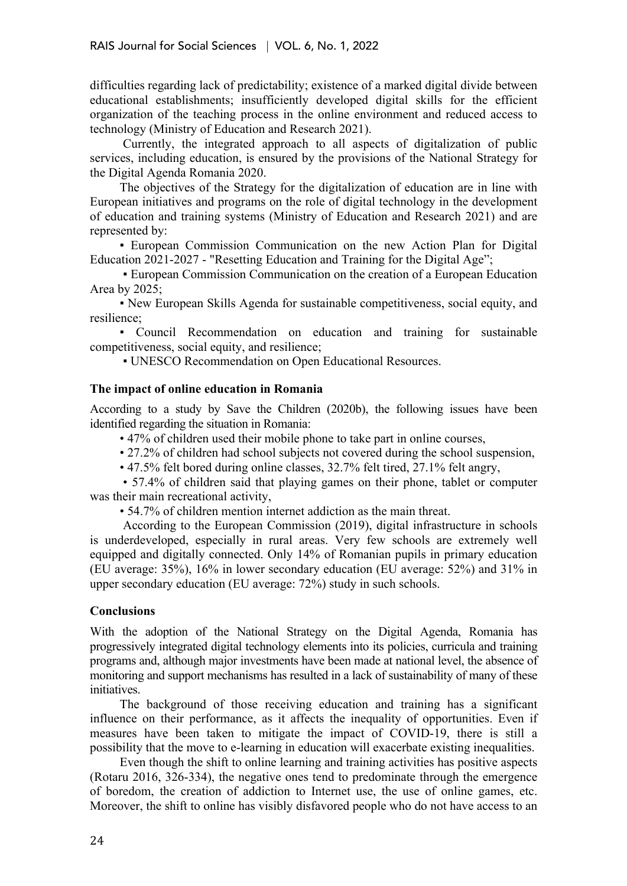difficulties regarding lack of predictability; existence of a marked digital divide between educational establishments; insufficiently developed digital skills for the efficient organization of the teaching process in the online environment and reduced access to technology (Ministry of Education and Research 2021).

Currently, the integrated approach to all aspects of digitalization of public services, including education, is ensured by the provisions of the National Strategy for the Digital Agenda Romania 2020.

The objectives of the Strategy for the digitalization of education are in line with European initiatives and programs on the role of digital technology in the development of education and training systems (Ministry of Education and Research 2021) and are represented by:

▪ European Commission Communication on the new Action Plan for Digital Education 2021-2027 - "Resetting Education and Training for the Digital Age";

▪ European Commission Communication on the creation of a European Education Area by 2025;

▪ New European Skills Agenda for sustainable competitiveness, social equity, and resilience;

▪ Council Recommendation on education and training for sustainable competitiveness, social equity, and resilience;

▪ UNESCO Recommendation on Open Educational Resources.

### The impact of online education in Romania

According to a study by Save the Children (2020b), the following issues have been identified regarding the situation in Romania:

- 47% of children used their mobile phone to take part in online courses,
- 27.2% of children had school subjects not covered during the school suspension,
- 47.5% felt bored during online classes, 32.7% felt tired, 27.1% felt angry,
- 57.4% of children said that playing games on their phone, tablet or computer was their main recreational activity,
- 54.7% of children mention internet addiction as the main threat.

According to the European Commission (2019), digital infrastructure in schools is underdeveloped, especially in rural areas. Very few schools are extremely well equipped and digitally connected. Only 14% of Romanian pupils in primary education (EU average: 35%), 16% in lower secondary education (EU average: 52%) and 31% in upper secondary education (EU average: 72%) study in such schools.

### Conclusions

With the adoption of the National Strategy on the Digital Agenda, Romania has progressively integrated digital technology elements into its policies, curricula and training programs and, although major investments have been made at national level, the absence of monitoring and support mechanisms has resulted in a lack of sustainability of many of these initiatives.

The background of those receiving education and training has a significant influence on their performance, as it affects the inequality of opportunities. Even if measures have been taken to mitigate the impact of COVID-19, there is still a possibility that the move to e-learning in education will exacerbate existing inequalities.

Even though the shift to online learning and training activities has positive aspects (Rotaru 2016, 326-334), the negative ones tend to predominate through the emergence of boredom, the creation of addiction to Internet use, the use of online games, etc. Moreover, the shift to online has visibly disfavored people who do not have access to an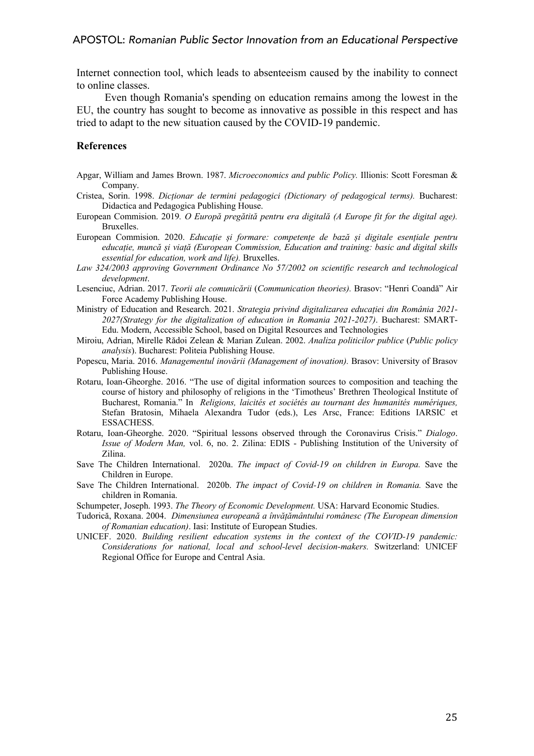Internet connection tool, which leads to absenteeism caused by the inability to connect to online classes.

Even though Romania's spending on education remains among the lowest in the EU, the country has sought to become as innovative as possible in this respect and has tried to adapt to the new situation caused by the COVID-19 pandemic.

## References

Apgar, William and James Brown. 1987. *Microeconomics and public Policy.* Illionis: Scott Foresman & Company.

Cristea, Sorin. 1998. *Dicționar de termini pedagogici (Dictionary of pedagogical terms).* Bucharest: Didactica and Pedagogica Publishing House.

European Commision. 2019*. O Europă pregătită pentru era digitală (A Europe fit for the digital age).* Bruxelles.

European Commision. 2020. *Educație și formare: competențe de bază și digitale esențiale pentru educație, muncă și viață (European Commission, Education and training: basic and digital skills essential for education, work and life).* Bruxelles.

*Law 324/2003 approving Government Ordinance No 57/2002 on scientific research and technological development*.

Lesenciuc, Adrian. 2017. *Teorii ale comunicării* (*Communication theories).* Brasov: "Henri Coandă" Air Force Academy Publishing House.

Ministry of Education and Research. 2021. *Strategia privind digitalizarea educației din România 2021-2027(Strategy for the digitalization of education in Romania 2021-2027)*. Bucharest: SMART-Edu. Modern, Accessible School, based on Digital Resources and Technologies

Miroiu, Adrian, Mirelle Rădoi Zelean & Marian Zulean. 2002. *Analiza politicilor publice* (*Public policy analysis*). Bucharest: Politeia Publishing House.

Popescu, Maria. 2016. *Managementul inovării (Management of inovation).* Brasov: University of Brasov Publishing House.

Rotaru, Ioan-Gheorghe. 2016. "The use of digital information sources to composition and teaching the course of history and philosophy of religions in the 'Timotheus' Brethren Theological Institute of Bucharest, Romania." In *Religions, laicités et sociétés au tournant des humanités numériques,* Stefan Bratosin, Mihaela Alexandra Tudor (eds.), Les Arsc, France: Editions IARSIC et ESSACHESS.

Rotaru, Ioan-Gheorghe. 2020. "Spiritual lessons observed through the Coronavirus Crisis." *Dialogo*. *Issue of Modern Man,* vol. 6, no. 2. Zilina: EDIS - Publishing Institution of the University of Zilina.

Save The Children International. 2020a. *The impact of Covid-19 on children in Europa.* Save the Children in Europe.

Save The Children International. 2020b. *The impact of Covid-19 on children in Romania.* Save the children in Romania.

Schumpeter, Joseph. 1993. *The Theory of Economic Development.* USA: Harvard Economic Studies.

Tudorică, Roxana. 2004. *Dimensiunea europeană a învățământului românesc (The European dimension of Romanian education)*. Iasi: Institute of European Studies.

UNICEF. 2020. *Building resilient education systems in the context of the COVID-19 pandemic: Considerations for national, local and school-level decision-makers.* Switzerland: UNICEF Regional Office for Europe and Central Asia.